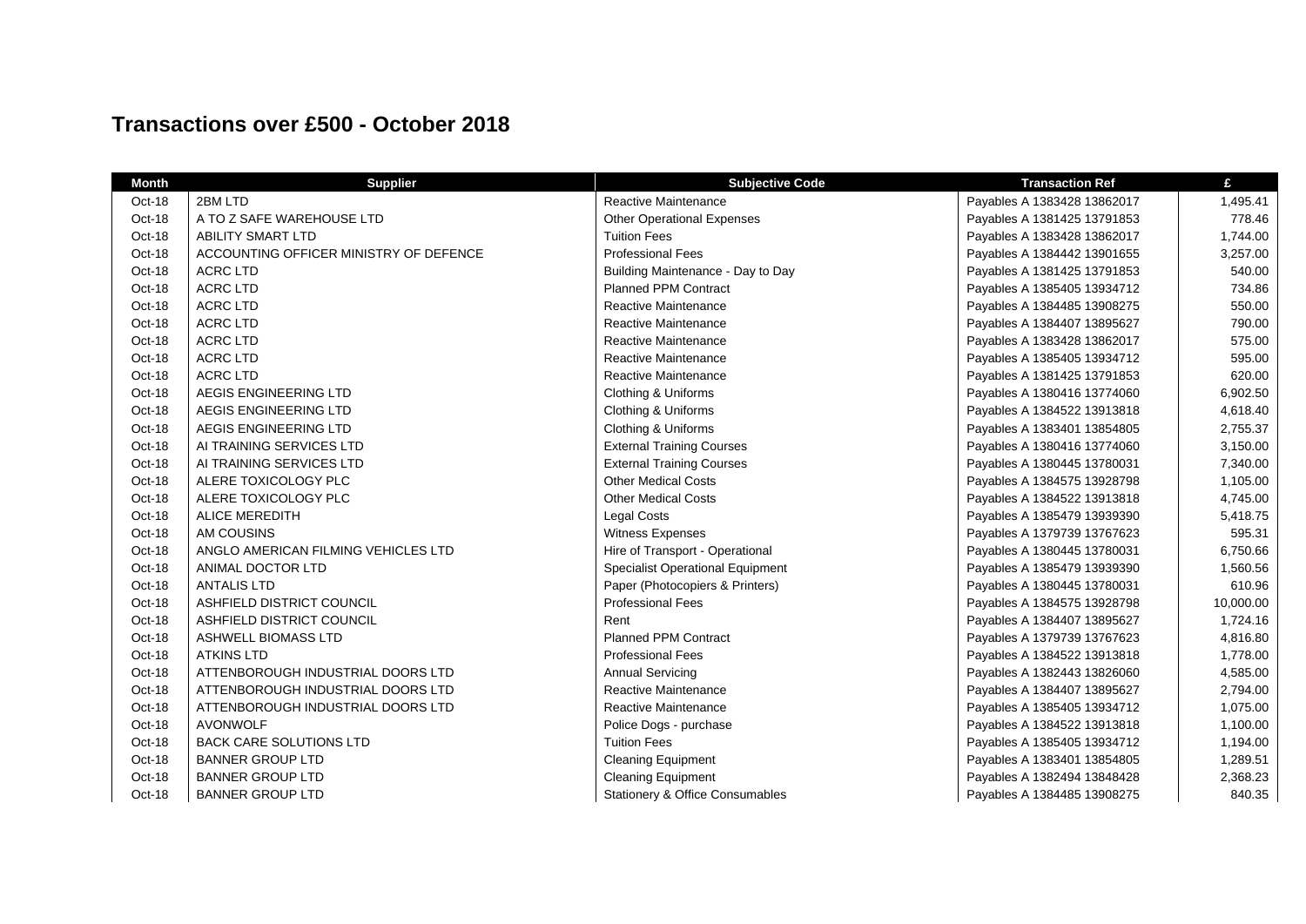# Transactions over £500 - October 2018

| Month | Supplier | Subjective Code | Transaction Ref | £ |
|---|---|---|---|---|
| Oct-18 | 2BM LTD | Reactive Maintenance | Payables A 1383428 13862017 | 1,495.41 |
| Oct-18 | A TO Z SAFE WAREHOUSE LTD | Other Operational Expenses | Payables A 1381425 13791853 | 778.46 |
| Oct-18 | ABILITY SMART LTD | Tuition Fees | Payables A 1383428 13862017 | 1,744.00 |
| Oct-18 | ACCOUNTING OFFICER MINISTRY OF DEFENCE | Professional Fees | Payables A 1384442 13901655 | 3,257.00 |
| Oct-18 | ACRC LTD | Building Maintenance - Day to Day | Payables A 1381425 13791853 | 540.00 |
| Oct-18 | ACRC LTD | Planned PPM Contract | Payables A 1385405 13934712 | 734.86 |
| Oct-18 | ACRC LTD | Reactive Maintenance | Payables A 1384485 13908275 | 550.00 |
| Oct-18 | ACRC LTD | Reactive Maintenance | Payables A 1384407 13895627 | 790.00 |
| Oct-18 | ACRC LTD | Reactive Maintenance | Payables A 1383428 13862017 | 575.00 |
| Oct-18 | ACRC LTD | Reactive Maintenance | Payables A 1385405 13934712 | 595.00 |
| Oct-18 | ACRC LTD | Reactive Maintenance | Payables A 1381425 13791853 | 620.00 |
| Oct-18 | AEGIS ENGINEERING LTD | Clothing & Uniforms | Payables A 1380416 13774060 | 6,902.50 |
| Oct-18 | AEGIS ENGINEERING LTD | Clothing & Uniforms | Payables A 1384522 13913818 | 4,618.40 |
| Oct-18 | AEGIS ENGINEERING LTD | Clothing & Uniforms | Payables A 1383401 13854805 | 2,755.37 |
| Oct-18 | AI TRAINING SERVICES LTD | External Training Courses | Payables A 1380416 13774060 | 3,150.00 |
| Oct-18 | AI TRAINING SERVICES LTD | External Training Courses | Payables A 1380445 13780031 | 7,340.00 |
| Oct-18 | ALERE TOXICOLOGY PLC | Other Medical Costs | Payables A 1384575 13928798 | 1,105.00 |
| Oct-18 | ALERE TOXICOLOGY PLC | Other Medical Costs | Payables A 1384522 13913818 | 4,745.00 |
| Oct-18 | ALICE MEREDITH | Legal Costs | Payables A 1385479 13939390 | 5,418.75 |
| Oct-18 | AM COUSINS | Witness Expenses | Payables A 1379739 13767623 | 595.31 |
| Oct-18 | ANGLO AMERICAN FILMING VEHICLES LTD | Hire of Transport - Operational | Payables A 1380445 13780031 | 6,750.66 |
| Oct-18 | ANIMAL DOCTOR LTD | Specialist Operational Equipment | Payables A 1385479 13939390 | 1,560.56 |
| Oct-18 | ANTALIS LTD | Paper (Photocopiers & Printers) | Payables A 1380445 13780031 | 610.96 |
| Oct-18 | ASHFIELD DISTRICT COUNCIL | Professional Fees | Payables A 1384575 13928798 | 10,000.00 |
| Oct-18 | ASHFIELD DISTRICT COUNCIL | Rent | Payables A 1384407 13895627 | 1,724.16 |
| Oct-18 | ASHWELL BIOMASS LTD | Planned PPM Contract | Payables A 1379739 13767623 | 4,816.80 |
| Oct-18 | ATKINS LTD | Professional Fees | Payables A 1384522 13913818 | 1,778.00 |
| Oct-18 | ATTENBOROUGH INDUSTRIAL DOORS LTD | Annual Servicing | Payables A 1382443 13826060 | 4,585.00 |
| Oct-18 | ATTENBOROUGH INDUSTRIAL DOORS LTD | Reactive Maintenance | Payables A 1384407 13895627 | 2,794.00 |
| Oct-18 | ATTENBOROUGH INDUSTRIAL DOORS LTD | Reactive Maintenance | Payables A 1385405 13934712 | 1,075.00 |
| Oct-18 | AVONWOLF | Police Dogs - purchase | Payables A 1384522 13913818 | 1,100.00 |
| Oct-18 | BACK CARE SOLUTIONS LTD | Tuition Fees | Payables A 1385405 13934712 | 1,194.00 |
| Oct-18 | BANNER GROUP LTD | Cleaning Equipment | Payables A 1383401 13854805 | 1,289.51 |
| Oct-18 | BANNER GROUP LTD | Cleaning Equipment | Payables A 1382494 13848428 | 2,368.23 |
| Oct-18 | BANNER GROUP LTD | Stationery & Office Consumables | Payables A 1384485 13908275 | 840.35 |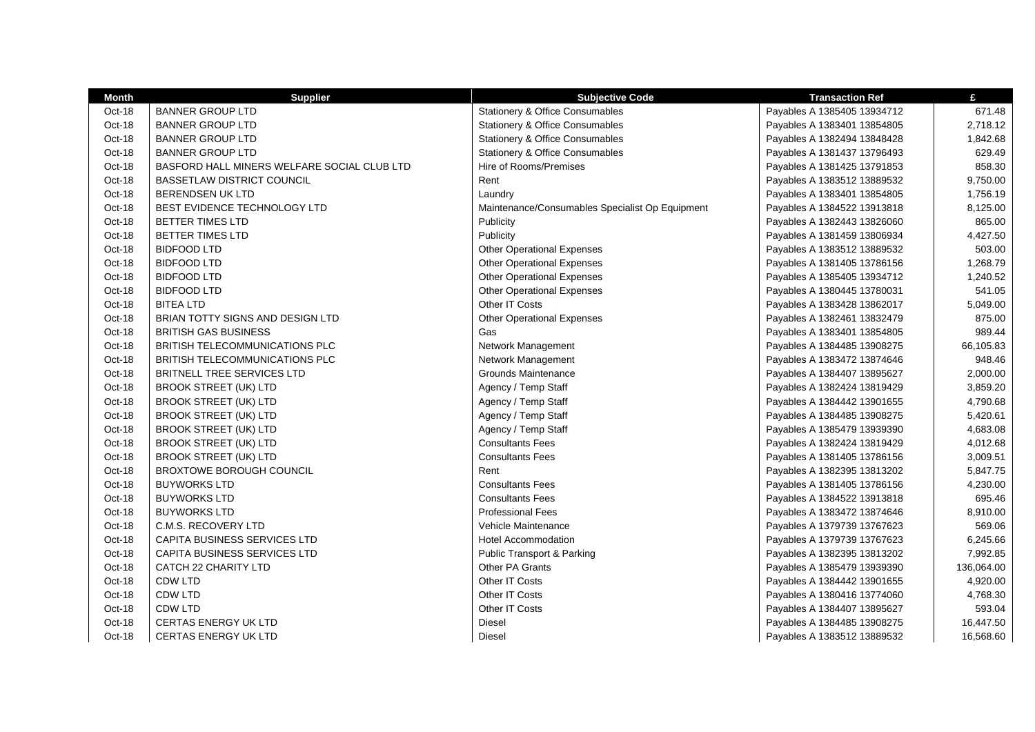| Month | Supplier | Subjective Code | Transaction Ref | £ |
|---|---|---|---|---|
| Oct-18 | BANNER GROUP LTD | Stationery & Office Consumables | Payables A 1385405 13934712 | 671.48 |
| Oct-18 | BANNER GROUP LTD | Stationery & Office Consumables | Payables A 1383401 13854805 | 2,718.12 |
| Oct-18 | BANNER GROUP LTD | Stationery & Office Consumables | Payables A 1382494 13848428 | 1,842.68 |
| Oct-18 | BANNER GROUP LTD | Stationery & Office Consumables | Payables A 1381437 13796493 | 629.49 |
| Oct-18 | BASFORD HALL MINERS WELFARE SOCIAL CLUB LTD | Hire of Rooms/Premises | Payables A 1381425 13791853 | 858.30 |
| Oct-18 | BASSETLAW DISTRICT COUNCIL | Rent | Payables A 1383512 13889532 | 9,750.00 |
| Oct-18 | BERENDSEN UK LTD | Laundry | Payables A 1383401 13854805 | 1,756.19 |
| Oct-18 | BEST EVIDENCE TECHNOLOGY LTD | Maintenance/Consumables Specialist Op Equipment | Payables A 1384522 13913818 | 8,125.00 |
| Oct-18 | BETTER TIMES LTD | Publicity | Payables A 1382443 13826060 | 865.00 |
| Oct-18 | BETTER TIMES LTD | Publicity | Payables A 1381459 13806934 | 4,427.50 |
| Oct-18 | BIDFOOD LTD | Other Operational Expenses | Payables A 1383512 13889532 | 503.00 |
| Oct-18 | BIDFOOD LTD | Other Operational Expenses | Payables A 1381405 13786156 | 1,268.79 |
| Oct-18 | BIDFOOD LTD | Other Operational Expenses | Payables A 1385405 13934712 | 1,240.52 |
| Oct-18 | BIDFOOD LTD | Other Operational Expenses | Payables A 1380445 13780031 | 541.05 |
| Oct-18 | BITEA LTD | Other IT Costs | Payables A 1383428 13862017 | 5,049.00 |
| Oct-18 | BRIAN TOTTY SIGNS AND DESIGN LTD | Other Operational Expenses | Payables A 1382461 13832479 | 875.00 |
| Oct-18 | BRITISH GAS BUSINESS | Gas | Payables A 1383401 13854805 | 989.44 |
| Oct-18 | BRITISH TELECOMMUNICATIONS PLC | Network Management | Payables A 1384485 13908275 | 66,105.83 |
| Oct-18 | BRITISH TELECOMMUNICATIONS PLC | Network Management | Payables A 1383472 13874646 | 948.46 |
| Oct-18 | BRITNELL TREE SERVICES LTD | Grounds Maintenance | Payables A 1384407 13895627 | 2,000.00 |
| Oct-18 | BROOK STREET (UK) LTD | Agency / Temp Staff | Payables A 1382424 13819429 | 3,859.20 |
| Oct-18 | BROOK STREET (UK) LTD | Agency / Temp Staff | Payables A 1384442 13901655 | 4,790.68 |
| Oct-18 | BROOK STREET (UK) LTD | Agency / Temp Staff | Payables A 1384485 13908275 | 5,420.61 |
| Oct-18 | BROOK STREET (UK) LTD | Agency / Temp Staff | Payables A 1385479 13939390 | 4,683.08 |
| Oct-18 | BROOK STREET (UK) LTD | Consultants Fees | Payables A 1382424 13819429 | 4,012.68 |
| Oct-18 | BROOK STREET (UK) LTD | Consultants Fees | Payables A 1381405 13786156 | 3,009.51 |
| Oct-18 | BROXTOWE BOROUGH COUNCIL | Rent | Payables A 1382395 13813202 | 5,847.75 |
| Oct-18 | BUYWORKS LTD | Consultants Fees | Payables A 1381405 13786156 | 4,230.00 |
| Oct-18 | BUYWORKS LTD | Consultants Fees | Payables A 1384522 13913818 | 695.46 |
| Oct-18 | BUYWORKS LTD | Professional Fees | Payables A 1383472 13874646 | 8,910.00 |
| Oct-18 | C.M.S. RECOVERY LTD | Vehicle Maintenance | Payables A 1379739 13767623 | 569.06 |
| Oct-18 | CAPITA BUSINESS SERVICES LTD | Hotel Accommodation | Payables A 1379739 13767623 | 6,245.66 |
| Oct-18 | CAPITA BUSINESS SERVICES LTD | Public Transport & Parking | Payables A 1382395 13813202 | 7,992.85 |
| Oct-18 | CATCH 22 CHARITY LTD | Other PA Grants | Payables A 1385479 13939390 | 136,064.00 |
| Oct-18 | CDW LTD | Other IT Costs | Payables A 1384442 13901655 | 4,920.00 |
| Oct-18 | CDW LTD | Other IT Costs | Payables A 1380416 13774060 | 4,768.30 |
| Oct-18 | CDW LTD | Other IT Costs | Payables A 1384407 13895627 | 593.04 |
| Oct-18 | CERTAS ENERGY UK LTD | Diesel | Payables A 1384485 13908275 | 16,447.50 |
| Oct-18 | CERTAS ENERGY UK LTD | Diesel | Payables A 1383512 13889532 | 16,568.60 |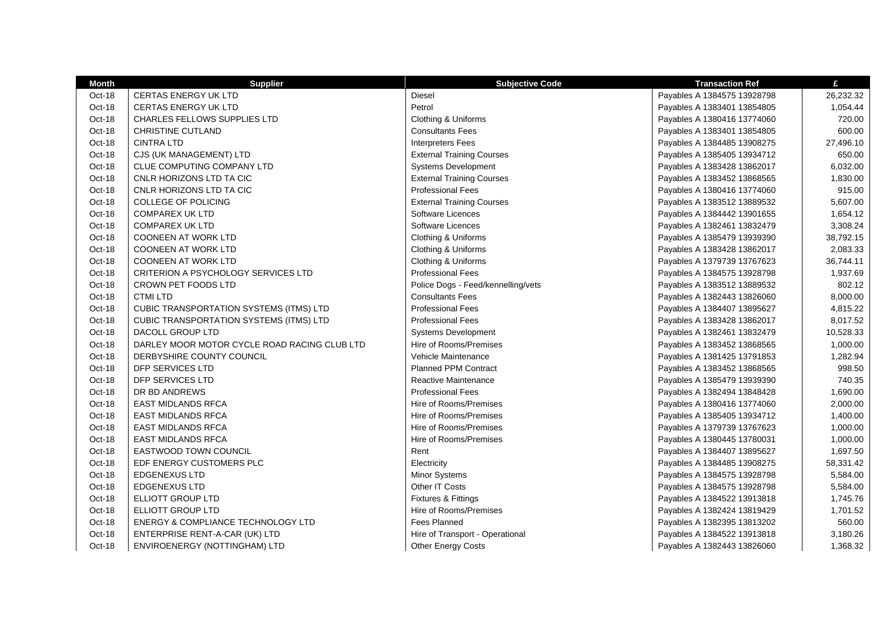| Month | Supplier | Subjective Code | Transaction Ref | £ |
|---|---|---|---|---|
| Oct-18 | CERTAS ENERGY UK LTD | Diesel | Payables A 1384575 13928798 | 26,232.32 |
| Oct-18 | CERTAS ENERGY UK LTD | Petrol | Payables A 1383401 13854805 | 1,054.44 |
| Oct-18 | CHARLES FELLOWS SUPPLIES LTD | Clothing & Uniforms | Payables A 1380416 13774060 | 720.00 |
| Oct-18 | CHRISTINE CUTLAND | Consultants Fees | Payables A 1383401 13854805 | 600.00 |
| Oct-18 | CINTRA LTD | Interpreters Fees | Payables A 1384485 13908275 | 27,496.10 |
| Oct-18 | CJS (UK MANAGEMENT) LTD | External Training Courses | Payables A 1385405 13934712 | 650.00 |
| Oct-18 | CLUE COMPUTING COMPANY LTD | Systems Development | Payables A 1383428 13862017 | 6,032.00 |
| Oct-18 | CNLR HORIZONS LTD TA CIC | External Training Courses | Payables A 1383452 13868565 | 1,830.00 |
| Oct-18 | CNLR HORIZONS LTD TA CIC | Professional Fees | Payables A 1380416 13774060 | 915.00 |
| Oct-18 | COLLEGE OF POLICING | External Training Courses | Payables A 1383512 13889532 | 5,607.00 |
| Oct-18 | COMPAREX UK LTD | Software Licences | Payables A 1384442 13901655 | 1,654.12 |
| Oct-18 | COMPAREX UK LTD | Software Licences | Payables A 1382461 13832479 | 3,308.24 |
| Oct-18 | COONEEN AT WORK LTD | Clothing & Uniforms | Payables A 1385479 13939390 | 38,792.15 |
| Oct-18 | COONEEN AT WORK LTD | Clothing & Uniforms | Payables A 1383428 13862017 | 2,083.33 |
| Oct-18 | COONEEN AT WORK LTD | Clothing & Uniforms | Payables A 1379739 13767623 | 36,744.11 |
| Oct-18 | CRITERION A PSYCHOLOGY SERVICES LTD | Professional Fees | Payables A 1384575 13928798 | 1,937.69 |
| Oct-18 | CROWN PET FOODS LTD | Police Dogs - Feed/kennelling/vets | Payables A 1383512 13889532 | 802.12 |
| Oct-18 | CTMI LTD | Consultants Fees | Payables A 1382443 13826060 | 8,000.00 |
| Oct-18 | CUBIC TRANSPORTATION SYSTEMS (ITMS) LTD | Professional Fees | Payables A 1384407 13895627 | 4,815.22 |
| Oct-18 | CUBIC TRANSPORTATION SYSTEMS (ITMS) LTD | Professional Fees | Payables A 1383428 13862017 | 8,017.52 |
| Oct-18 | DACOLL GROUP LTD | Systems Development | Payables A 1382461 13832479 | 10,528.33 |
| Oct-18 | DARLEY MOOR MOTOR CYCLE ROAD RACING CLUB LTD | Hire of Rooms/Premises | Payables A 1383452 13868565 | 1,000.00 |
| Oct-18 | DERBYSHIRE COUNTY COUNCIL | Vehicle Maintenance | Payables A 1381425 13791853 | 1,282.94 |
| Oct-18 | DFP SERVICES LTD | Planned PPM Contract | Payables A 1383452 13868565 | 998.50 |
| Oct-18 | DFP SERVICES LTD | Reactive Maintenance | Payables A 1385479 13939390 | 740.35 |
| Oct-18 | DR BD ANDREWS | Professional Fees | Payables A 1382494 13848428 | 1,690.00 |
| Oct-18 | EAST MIDLANDS RFCA | Hire of Rooms/Premises | Payables A 1380416 13774060 | 2,000.00 |
| Oct-18 | EAST MIDLANDS RFCA | Hire of Rooms/Premises | Payables A 1385405 13934712 | 1,400.00 |
| Oct-18 | EAST MIDLANDS RFCA | Hire of Rooms/Premises | Payables A 1379739 13767623 | 1,000.00 |
| Oct-18 | EAST MIDLANDS RFCA | Hire of Rooms/Premises | Payables A 1380445 13780031 | 1,000.00 |
| Oct-18 | EASTWOOD TOWN COUNCIL | Rent | Payables A 1384407 13895627 | 1,697.50 |
| Oct-18 | EDF ENERGY CUSTOMERS PLC | Electricity | Payables A 1384485 13908275 | 58,331.42 |
| Oct-18 | EDGENEXUS LTD | Minor Systems | Payables A 1384575 13928798 | 5,584.00 |
| Oct-18 | EDGENEXUS LTD | Other IT Costs | Payables A 1384575 13928798 | 5,584.00 |
| Oct-18 | ELLIOTT GROUP LTD | Fixtures & Fittings | Payables A 1384522 13913818 | 1,745.76 |
| Oct-18 | ELLIOTT GROUP LTD | Hire of Rooms/Premises | Payables A 1382424 13819429 | 1,701.52 |
| Oct-18 | ENERGY & COMPLIANCE TECHNOLOGY LTD | Fees Planned | Payables A 1382395 13813202 | 560.00 |
| Oct-18 | ENTERPRISE RENT-A-CAR (UK) LTD | Hire of Transport - Operational | Payables A 1384522 13913818 | 3,180.26 |
| Oct-18 | ENVIROENERGY (NOTTINGHAM) LTD | Other Energy Costs | Payables A 1382443 13826060 | 1,368.32 |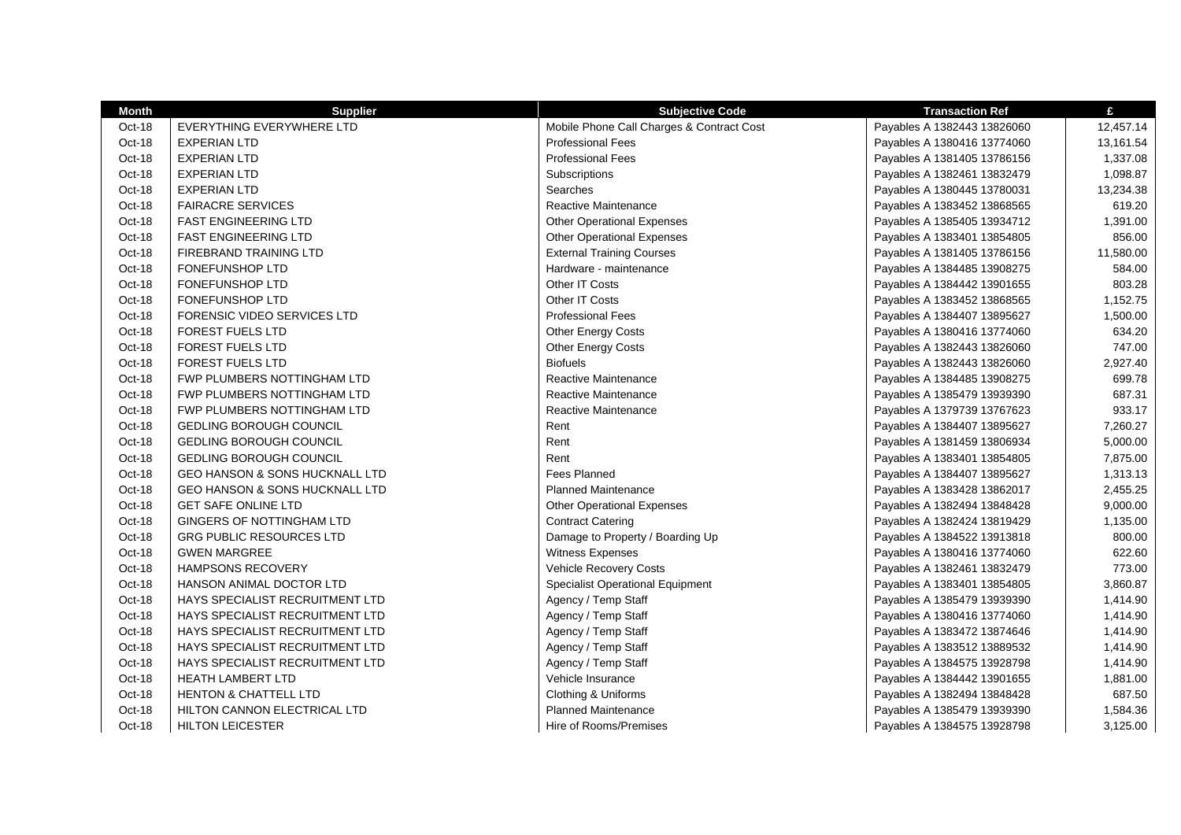| Month | Supplier | Subjective Code | Transaction Ref | £ |
|---|---|---|---|---|
| Oct-18 | EVERYTHING EVERYWHERE LTD | Mobile Phone Call Charges & Contract Cost | Payables A 1382443 13826060 | 12,457.14 |
| Oct-18 | EXPERIAN LTD | Professional Fees | Payables A 1380416 13774060 | 13,161.54 |
| Oct-18 | EXPERIAN LTD | Professional Fees | Payables A 1381405 13786156 | 1,337.08 |
| Oct-18 | EXPERIAN LTD | Subscriptions | Payables A 1382461 13832479 | 1,098.87 |
| Oct-18 | EXPERIAN LTD | Searches | Payables A 1380445 13780031 | 13,234.38 |
| Oct-18 | FAIRACRE SERVICES | Reactive Maintenance | Payables A 1383452 13868565 | 619.20 |
| Oct-18 | FAST ENGINEERING LTD | Other Operational Expenses | Payables A 1385405 13934712 | 1,391.00 |
| Oct-18 | FAST ENGINEERING LTD | Other Operational Expenses | Payables A 1383401 13854805 | 856.00 |
| Oct-18 | FIREBRAND TRAINING LTD | External Training Courses | Payables A 1381405 13786156 | 11,580.00 |
| Oct-18 | FONEFUNSHOP LTD | Hardware - maintenance | Payables A 1384485 13908275 | 584.00 |
| Oct-18 | FONEFUNSHOP LTD | Other IT Costs | Payables A 1384442 13901655 | 803.28 |
| Oct-18 | FONEFUNSHOP LTD | Other IT Costs | Payables A 1383452 13868565 | 1,152.75 |
| Oct-18 | FORENSIC VIDEO SERVICES LTD | Professional Fees | Payables A 1384407 13895627 | 1,500.00 |
| Oct-18 | FOREST FUELS LTD | Other Energy Costs | Payables A 1380416 13774060 | 634.20 |
| Oct-18 | FOREST FUELS LTD | Other Energy Costs | Payables A 1382443 13826060 | 747.00 |
| Oct-18 | FOREST FUELS LTD | Biofuels | Payables A 1382443 13826060 | 2,927.40 |
| Oct-18 | FWP PLUMBERS NOTTINGHAM LTD | Reactive Maintenance | Payables A 1384485 13908275 | 699.78 |
| Oct-18 | FWP PLUMBERS NOTTINGHAM LTD | Reactive Maintenance | Payables A 1385479 13939390 | 687.31 |
| Oct-18 | FWP PLUMBERS NOTTINGHAM LTD | Reactive Maintenance | Payables A 1379739 13767623 | 933.17 |
| Oct-18 | GEDLING BOROUGH COUNCIL | Rent | Payables A 1384407 13895627 | 7,260.27 |
| Oct-18 | GEDLING BOROUGH COUNCIL | Rent | Payables A 1381459 13806934 | 5,000.00 |
| Oct-18 | GEDLING BOROUGH COUNCIL | Rent | Payables A 1383401 13854805 | 7,875.00 |
| Oct-18 | GEO HANSON & SONS HUCKNALL LTD | Fees Planned | Payables A 1384407 13895627 | 1,313.13 |
| Oct-18 | GEO HANSON & SONS HUCKNALL LTD | Planned Maintenance | Payables A 1383428 13862017 | 2,455.25 |
| Oct-18 | GET SAFE ONLINE LTD | Other Operational Expenses | Payables A 1382494 13848428 | 9,000.00 |
| Oct-18 | GINGERS OF NOTTINGHAM LTD | Contract Catering | Payables A 1382424 13819429 | 1,135.00 |
| Oct-18 | GRG PUBLIC RESOURCES LTD | Damage to Property / Boarding Up | Payables A 1384522 13913818 | 800.00 |
| Oct-18 | GWEN MARGREE | Witness Expenses | Payables A 1380416 13774060 | 622.60 |
| Oct-18 | HAMPSONS RECOVERY | Vehicle Recovery Costs | Payables A 1382461 13832479 | 773.00 |
| Oct-18 | HANSON ANIMAL DOCTOR LTD | Specialist Operational Equipment | Payables A 1383401 13854805 | 3,860.87 |
| Oct-18 | HAYS SPECIALIST RECRUITMENT LTD | Agency / Temp Staff | Payables A 1385479 13939390 | 1,414.90 |
| Oct-18 | HAYS SPECIALIST RECRUITMENT LTD | Agency / Temp Staff | Payables A 1380416 13774060 | 1,414.90 |
| Oct-18 | HAYS SPECIALIST RECRUITMENT LTD | Agency / Temp Staff | Payables A 1383472 13874646 | 1,414.90 |
| Oct-18 | HAYS SPECIALIST RECRUITMENT LTD | Agency / Temp Staff | Payables A 1383512 13889532 | 1,414.90 |
| Oct-18 | HAYS SPECIALIST RECRUITMENT LTD | Agency / Temp Staff | Payables A 1384575 13928798 | 1,414.90 |
| Oct-18 | HEATH LAMBERT LTD | Vehicle Insurance | Payables A 1384442 13901655 | 1,881.00 |
| Oct-18 | HENTON & CHATTELL LTD | Clothing & Uniforms | Payables A 1382494 13848428 | 687.50 |
| Oct-18 | HILTON CANNON ELECTRICAL LTD | Planned Maintenance | Payables A 1385479 13939390 | 1,584.36 |
| Oct-18 | HILTON LEICESTER | Hire of Rooms/Premises | Payables A 1384575 13928798 | 3,125.00 |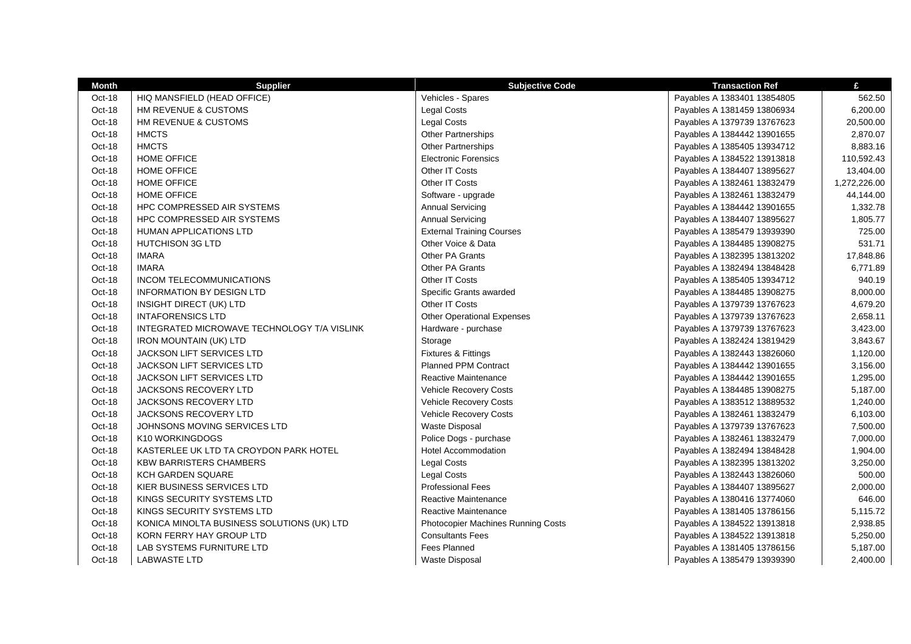| Month | Supplier | Subjective Code | Transaction Ref | £ |
|---|---|---|---|---|
| Oct-18 | HIQ MANSFIELD (HEAD OFFICE) | Vehicles - Spares | Payables A 1383401 13854805 | 562.50 |
| Oct-18 | HM REVENUE & CUSTOMS | Legal Costs | Payables A 1381459 13806934 | 6,200.00 |
| Oct-18 | HM REVENUE & CUSTOMS | Legal Costs | Payables A 1379739 13767623 | 20,500.00 |
| Oct-18 | HMCTS | Other Partnerships | Payables A 1384442 13901655 | 2,870.07 |
| Oct-18 | HMCTS | Other Partnerships | Payables A 1385405 13934712 | 8,883.16 |
| Oct-18 | HOME OFFICE | Electronic Forensics | Payables A 1384522 13913818 | 110,592.43 |
| Oct-18 | HOME OFFICE | Other IT Costs | Payables A 1384407 13895627 | 13,404.00 |
| Oct-18 | HOME OFFICE | Other IT Costs | Payables A 1382461 13832479 | 1,272,226.00 |
| Oct-18 | HOME OFFICE | Software - upgrade | Payables A 1382461 13832479 | 44,144.00 |
| Oct-18 | HPC COMPRESSED AIR SYSTEMS | Annual Servicing | Payables A 1384442 13901655 | 1,332.78 |
| Oct-18 | HPC COMPRESSED AIR SYSTEMS | Annual Servicing | Payables A 1384407 13895627 | 1,805.77 |
| Oct-18 | HUMAN APPLICATIONS LTD | External Training Courses | Payables A 1385479 13939390 | 725.00 |
| Oct-18 | HUTCHISON 3G LTD | Other Voice & Data | Payables A 1384485 13908275 | 531.71 |
| Oct-18 | IMARA | Other PA Grants | Payables A 1382395 13813202 | 17,848.86 |
| Oct-18 | IMARA | Other PA Grants | Payables A 1382494 13848428 | 6,771.89 |
| Oct-18 | INCOM TELECOMMUNICATIONS | Other IT Costs | Payables A 1385405 13934712 | 940.19 |
| Oct-18 | INFORMATION BY DESIGN LTD | Specific Grants awarded | Payables A 1384485 13908275 | 8,000.00 |
| Oct-18 | INSIGHT DIRECT (UK) LTD | Other IT Costs | Payables A 1379739 13767623 | 4,679.20 |
| Oct-18 | INTAFORENSICS LTD | Other Operational Expenses | Payables A 1379739 13767623 | 2,658.11 |
| Oct-18 | INTEGRATED MICROWAVE TECHNOLOGY T/A VISLINK | Hardware - purchase | Payables A 1379739 13767623 | 3,423.00 |
| Oct-18 | IRON MOUNTAIN (UK) LTD | Storage | Payables A 1382424 13819429 | 3,843.67 |
| Oct-18 | JACKSON LIFT SERVICES LTD | Fixtures & Fittings | Payables A 1382443 13826060 | 1,120.00 |
| Oct-18 | JACKSON LIFT SERVICES LTD | Planned PPM Contract | Payables A 1384442 13901655 | 3,156.00 |
| Oct-18 | JACKSON LIFT SERVICES LTD | Reactive Maintenance | Payables A 1384442 13901655 | 1,295.00 |
| Oct-18 | JACKSONS RECOVERY LTD | Vehicle Recovery Costs | Payables A 1384485 13908275 | 5,187.00 |
| Oct-18 | JACKSONS RECOVERY LTD | Vehicle Recovery Costs | Payables A 1383512 13889532 | 1,240.00 |
| Oct-18 | JACKSONS RECOVERY LTD | Vehicle Recovery Costs | Payables A 1382461 13832479 | 6,103.00 |
| Oct-18 | JOHNSONS MOVING SERVICES LTD | Waste Disposal | Payables A 1379739 13767623 | 7,500.00 |
| Oct-18 | K10 WORKINGDOGS | Police Dogs - purchase | Payables A 1382461 13832479 | 7,000.00 |
| Oct-18 | KASTERLEE UK LTD TA CROYDON PARK HOTEL | Hotel Accommodation | Payables A 1382494 13848428 | 1,904.00 |
| Oct-18 | KBW BARRISTERS CHAMBERS | Legal Costs | Payables A 1382395 13813202 | 3,250.00 |
| Oct-18 | KCH GARDEN SQUARE | Legal Costs | Payables A 1382443 13826060 | 500.00 |
| Oct-18 | KIER BUSINESS SERVICES LTD | Professional Fees | Payables A 1384407 13895627 | 2,000.00 |
| Oct-18 | KINGS SECURITY SYSTEMS LTD | Reactive Maintenance | Payables A 1380416 13774060 | 646.00 |
| Oct-18 | KINGS SECURITY SYSTEMS LTD | Reactive Maintenance | Payables A 1381405 13786156 | 5,115.72 |
| Oct-18 | KONICA MINOLTA BUSINESS SOLUTIONS (UK) LTD | Photocopier Machines Running Costs | Payables A 1384522 13913818 | 2,938.85 |
| Oct-18 | KORN FERRY HAY GROUP LTD | Consultants Fees | Payables A 1384522 13913818 | 5,250.00 |
| Oct-18 | LAB SYSTEMS FURNITURE LTD | Fees Planned | Payables A 1381405 13786156 | 5,187.00 |
| Oct-18 | LABWASTE LTD | Waste Disposal | Payables A 1385479 13939390 | 2,400.00 |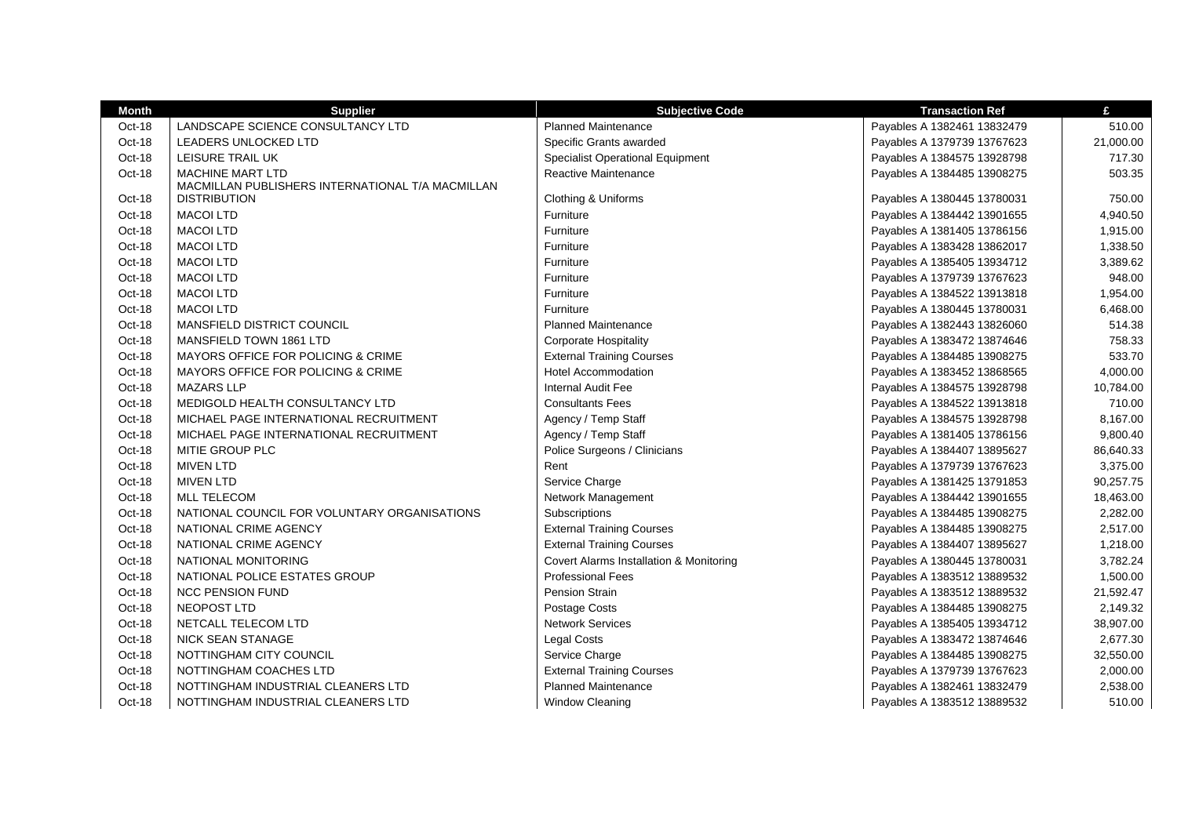| Month | Supplier | Subjective Code | Transaction Ref | £ |
|---|---|---|---|---|
| Oct-18 | LANDSCAPE SCIENCE CONSULTANCY LTD | Planned Maintenance | Payables A 1382461 13832479 | 510.00 |
| Oct-18 | LEADERS UNLOCKED LTD | Specific Grants awarded | Payables A 1379739 13767623 | 21,000.00 |
| Oct-18 | LEISURE TRAIL UK | Specialist Operational Equipment | Payables A 1384575 13928798 | 717.30 |
| Oct-18 | MACHINE MART LTD | Reactive Maintenance | Payables A 1384485 13908275 | 503.35 |
| Oct-18 | MACMILLAN PUBLISHERS INTERNATIONAL T/A MACMILLAN DISTRIBUTION | Clothing & Uniforms | Payables A 1380445 13780031 | 750.00 |
| Oct-18 | MACOI LTD | Furniture | Payables A 1384442 13901655 | 4,940.50 |
| Oct-18 | MACOI LTD | Furniture | Payables A 1381405 13786156 | 1,915.00 |
| Oct-18 | MACOI LTD | Furniture | Payables A 1383428 13862017 | 1,338.50 |
| Oct-18 | MACOI LTD | Furniture | Payables A 1385405 13934712 | 3,389.62 |
| Oct-18 | MACOI LTD | Furniture | Payables A 1379739 13767623 | 948.00 |
| Oct-18 | MACOI LTD | Furniture | Payables A 1384522 13913818 | 1,954.00 |
| Oct-18 | MACOI LTD | Furniture | Payables A 1380445 13780031 | 6,468.00 |
| Oct-18 | MANSFIELD DISTRICT COUNCIL | Planned Maintenance | Payables A 1382443 13826060 | 514.38 |
| Oct-18 | MANSFIELD TOWN 1861 LTD | Corporate Hospitality | Payables A 1383472 13874646 | 758.33 |
| Oct-18 | MAYORS OFFICE FOR POLICING & CRIME | External Training Courses | Payables A 1384485 13908275 | 533.70 |
| Oct-18 | MAYORS OFFICE FOR POLICING & CRIME | Hotel Accommodation | Payables A 1383452 13868565 | 4,000.00 |
| Oct-18 | MAZARS LLP | Internal Audit Fee | Payables A 1384575 13928798 | 10,784.00 |
| Oct-18 | MEDIGOLD HEALTH CONSULTANCY LTD | Consultants Fees | Payables A 1384522 13913818 | 710.00 |
| Oct-18 | MICHAEL PAGE INTERNATIONAL RECRUITMENT | Agency / Temp Staff | Payables A 1384575 13928798 | 8,167.00 |
| Oct-18 | MICHAEL PAGE INTERNATIONAL RECRUITMENT | Agency / Temp Staff | Payables A 1381405 13786156 | 9,800.40 |
| Oct-18 | MITIE GROUP PLC | Police Surgeons / Clinicians | Payables A 1384407 13895627 | 86,640.33 |
| Oct-18 | MIVEN LTD | Rent | Payables A 1379739 13767623 | 3,375.00 |
| Oct-18 | MIVEN LTD | Service Charge | Payables A 1381425 13791853 | 90,257.75 |
| Oct-18 | MLL TELECOM | Network Management | Payables A 1384442 13901655 | 18,463.00 |
| Oct-18 | NATIONAL COUNCIL FOR VOLUNTARY ORGANISATIONS | Subscriptions | Payables A 1384485 13908275 | 2,282.00 |
| Oct-18 | NATIONAL CRIME AGENCY | External Training Courses | Payables A 1384485 13908275 | 2,517.00 |
| Oct-18 | NATIONAL CRIME AGENCY | External Training Courses | Payables A 1384407 13895627 | 1,218.00 |
| Oct-18 | NATIONAL MONITORING | Covert Alarms Installation & Monitoring | Payables A 1380445 13780031 | 3,782.24 |
| Oct-18 | NATIONAL POLICE ESTATES GROUP | Professional Fees | Payables A 1383512 13889532 | 1,500.00 |
| Oct-18 | NCC PENSION FUND | Pension Strain | Payables A 1383512 13889532 | 21,592.47 |
| Oct-18 | NEOPOST LTD | Postage Costs | Payables A 1384485 13908275 | 2,149.32 |
| Oct-18 | NETCALL TELECOM LTD | Network Services | Payables A 1385405 13934712 | 38,907.00 |
| Oct-18 | NICK SEAN STANAGE | Legal Costs | Payables A 1383472 13874646 | 2,677.30 |
| Oct-18 | NOTTINGHAM CITY COUNCIL | Service Charge | Payables A 1384485 13908275 | 32,550.00 |
| Oct-18 | NOTTINGHAM COACHES LTD | External Training Courses | Payables A 1379739 13767623 | 2,000.00 |
| Oct-18 | NOTTINGHAM INDUSTRIAL CLEANERS LTD | Planned Maintenance | Payables A 1382461 13832479 | 2,538.00 |
| Oct-18 | NOTTINGHAM INDUSTRIAL CLEANERS LTD | Window Cleaning | Payables A 1383512 13889532 | 510.00 |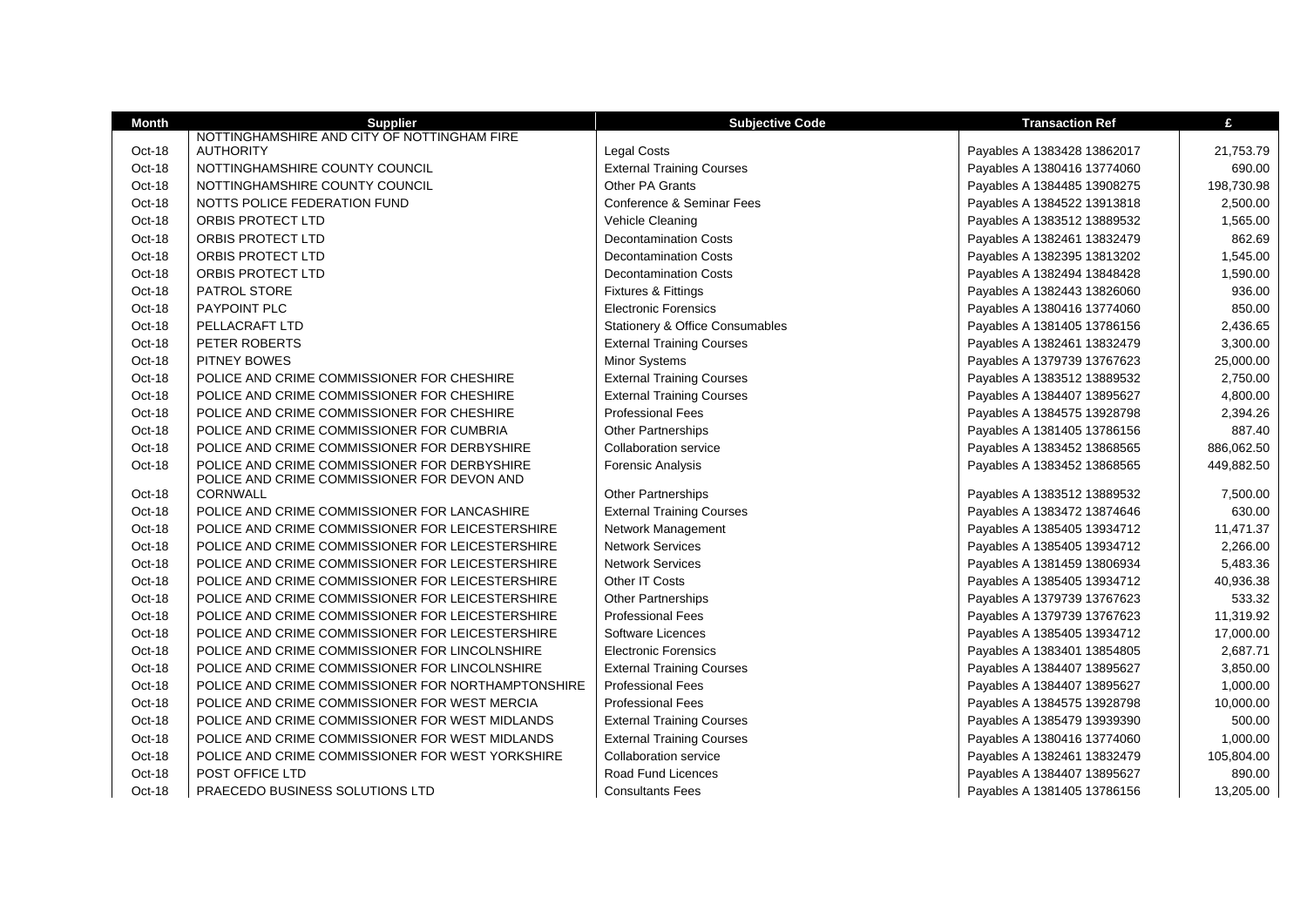| Month | Supplier | Subjective Code | Transaction Ref | £ |
|---|---|---|---|---|
| Oct-18 | NOTTINGHAMSHIRE AND CITY OF NOTTINGHAM FIRE AUTHORITY | Legal Costs | Payables A 1383428 13862017 | 21,753.79 |
| Oct-18 | NOTTINGHAMSHIRE COUNTY COUNCIL | External Training Courses | Payables A 1380416 13774060 | 690.00 |
| Oct-18 | NOTTINGHAMSHIRE COUNTY COUNCIL | Other PA Grants | Payables A 1384485 13908275 | 198,730.98 |
| Oct-18 | NOTTS POLICE FEDERATION FUND | Conference & Seminar Fees | Payables A 1384522 13913818 | 2,500.00 |
| Oct-18 | ORBIS PROTECT LTD | Vehicle Cleaning | Payables A 1383512 13889532 | 1,565.00 |
| Oct-18 | ORBIS PROTECT LTD | Decontamination Costs | Payables A 1382461 13832479 | 862.69 |
| Oct-18 | ORBIS PROTECT LTD | Decontamination Costs | Payables A 1382395 13813202 | 1,545.00 |
| Oct-18 | ORBIS PROTECT LTD | Decontamination Costs | Payables A 1382494 13848428 | 1,590.00 |
| Oct-18 | PATROL STORE | Fixtures & Fittings | Payables A 1382443 13826060 | 936.00 |
| Oct-18 | PAYPOINT PLC | Electronic Forensics | Payables A 1380416 13774060 | 850.00 |
| Oct-18 | PELLACRAFT LTD | Stationery & Office Consumables | Payables A 1381405 13786156 | 2,436.65 |
| Oct-18 | PETER ROBERTS | External Training Courses | Payables A 1382461 13832479 | 3,300.00 |
| Oct-18 | PITNEY BOWES | Minor Systems | Payables A 1379739 13767623 | 25,000.00 |
| Oct-18 | POLICE AND CRIME COMMISSIONER FOR CHESHIRE | External Training Courses | Payables A 1383512 13889532 | 2,750.00 |
| Oct-18 | POLICE AND CRIME COMMISSIONER FOR CHESHIRE | External Training Courses | Payables A 1384407 13895627 | 4,800.00 |
| Oct-18 | POLICE AND CRIME COMMISSIONER FOR CHESHIRE | Professional Fees | Payables A 1384575 13928798 | 2,394.26 |
| Oct-18 | POLICE AND CRIME COMMISSIONER FOR CUMBRIA | Other Partnerships | Payables A 1381405 13786156 | 887.40 |
| Oct-18 | POLICE AND CRIME COMMISSIONER FOR DERBYSHIRE | Collaboration service | Payables A 1383452 13868565 | 886,062.50 |
| Oct-18 | POLICE AND CRIME COMMISSIONER FOR DERBYSHIRE | Forensic Analysis | Payables A 1383452 13868565 | 449,882.50 |
| Oct-18 | POLICE AND CRIME COMMISSIONER FOR DEVON AND CORNWALL | Other Partnerships | Payables A 1383512 13889532 | 7,500.00 |
| Oct-18 | POLICE AND CRIME COMMISSIONER FOR LANCASHIRE | External Training Courses | Payables A 1383472 13874646 | 630.00 |
| Oct-18 | POLICE AND CRIME COMMISSIONER FOR LEICESTERSHIRE | Network Management | Payables A 1385405 13934712 | 11,471.37 |
| Oct-18 | POLICE AND CRIME COMMISSIONER FOR LEICESTERSHIRE | Network Services | Payables A 1385405 13934712 | 2,266.00 |
| Oct-18 | POLICE AND CRIME COMMISSIONER FOR LEICESTERSHIRE | Network Services | Payables A 1381459 13806934 | 5,483.36 |
| Oct-18 | POLICE AND CRIME COMMISSIONER FOR LEICESTERSHIRE | Other IT Costs | Payables A 1385405 13934712 | 40,936.38 |
| Oct-18 | POLICE AND CRIME COMMISSIONER FOR LEICESTERSHIRE | Other Partnerships | Payables A 1379739 13767623 | 533.32 |
| Oct-18 | POLICE AND CRIME COMMISSIONER FOR LEICESTERSHIRE | Professional Fees | Payables A 1379739 13767623 | 11,319.92 |
| Oct-18 | POLICE AND CRIME COMMISSIONER FOR LEICESTERSHIRE | Software Licences | Payables A 1385405 13934712 | 17,000.00 |
| Oct-18 | POLICE AND CRIME COMMISSIONER FOR LINCOLNSHIRE | Electronic Forensics | Payables A 1383401 13854805 | 2,687.71 |
| Oct-18 | POLICE AND CRIME COMMISSIONER FOR LINCOLNSHIRE | External Training Courses | Payables A 1384407 13895627 | 3,850.00 |
| Oct-18 | POLICE AND CRIME COMMISSIONER FOR NORTHAMPTONSHIRE | Professional Fees | Payables A 1384407 13895627 | 1,000.00 |
| Oct-18 | POLICE AND CRIME COMMISSIONER FOR WEST MERCIA | Professional Fees | Payables A 1384575 13928798 | 10,000.00 |
| Oct-18 | POLICE AND CRIME COMMISSIONER FOR WEST MIDLANDS | External Training Courses | Payables A 1385479 13939390 | 500.00 |
| Oct-18 | POLICE AND CRIME COMMISSIONER FOR WEST MIDLANDS | External Training Courses | Payables A 1380416 13774060 | 1,000.00 |
| Oct-18 | POLICE AND CRIME COMMISSIONER FOR WEST YORKSHIRE | Collaboration service | Payables A 1382461 13832479 | 105,804.00 |
| Oct-18 | POST OFFICE LTD | Road Fund Licences | Payables A 1384407 13895627 | 890.00 |
| Oct-18 | PRAECEDO BUSINESS SOLUTIONS LTD | Consultants Fees | Payables A 1381405 13786156 | 13,205.00 |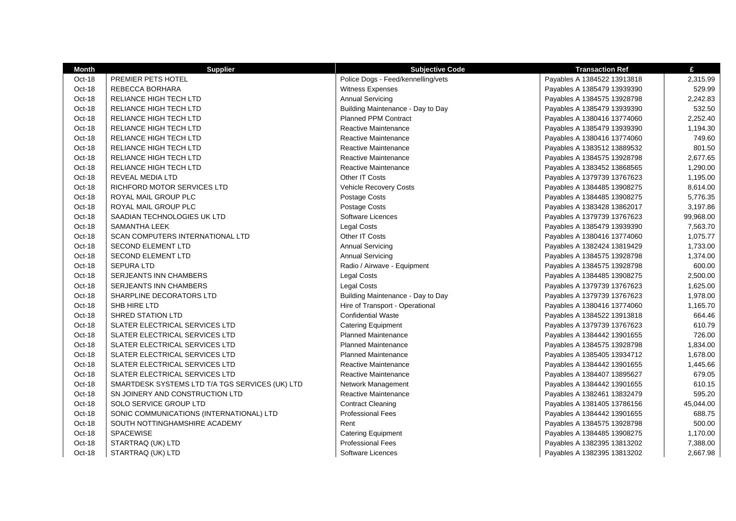| Month | Supplier | Subjective Code | Transaction Ref | £ |
|---|---|---|---|---|
| Oct-18 | PREMIER PETS HOTEL | Police Dogs - Feed/kennelling/vets | Payables A 1384522 13913818 | 2,315.99 |
| Oct-18 | REBECCA BORHARA | Witness Expenses | Payables A 1385479 13939390 | 529.99 |
| Oct-18 | RELIANCE HIGH TECH LTD | Annual Servicing | Payables A 1384575 13928798 | 2,242.83 |
| Oct-18 | RELIANCE HIGH TECH LTD | Building Maintenance - Day to Day | Payables A 1385479 13939390 | 532.50 |
| Oct-18 | RELIANCE HIGH TECH LTD | Planned PPM Contract | Payables A 1380416 13774060 | 2,252.40 |
| Oct-18 | RELIANCE HIGH TECH LTD | Reactive Maintenance | Payables A 1385479 13939390 | 1,194.30 |
| Oct-18 | RELIANCE HIGH TECH LTD | Reactive Maintenance | Payables A 1380416 13774060 | 749.60 |
| Oct-18 | RELIANCE HIGH TECH LTD | Reactive Maintenance | Payables A 1383512 13889532 | 801.50 |
| Oct-18 | RELIANCE HIGH TECH LTD | Reactive Maintenance | Payables A 1384575 13928798 | 2,677.65 |
| Oct-18 | RELIANCE HIGH TECH LTD | Reactive Maintenance | Payables A 1383452 13868565 | 1,290.00 |
| Oct-18 | REVEAL MEDIA LTD | Other IT Costs | Payables A 1379739 13767623 | 1,195.00 |
| Oct-18 | RICHFORD MOTOR SERVICES LTD | Vehicle Recovery Costs | Payables A 1384485 13908275 | 8,614.00 |
| Oct-18 | ROYAL MAIL GROUP PLC | Postage Costs | Payables A 1384485 13908275 | 5,776.35 |
| Oct-18 | ROYAL MAIL GROUP PLC | Postage Costs | Payables A 1383428 13862017 | 3,197.86 |
| Oct-18 | SAADIAN TECHNOLOGIES UK LTD | Software Licences | Payables A 1379739 13767623 | 99,968.00 |
| Oct-18 | SAMANTHA LEEK | Legal Costs | Payables A 1385479 13939390 | 7,563.70 |
| Oct-18 | SCAN COMPUTERS INTERNATIONAL LTD | Other IT Costs | Payables A 1380416 13774060 | 1,075.77 |
| Oct-18 | SECOND ELEMENT LTD | Annual Servicing | Payables A 1382424 13819429 | 1,733.00 |
| Oct-18 | SECOND ELEMENT LTD | Annual Servicing | Payables A 1384575 13928798 | 1,374.00 |
| Oct-18 | SEPURA LTD | Radio / Airwave - Equipment | Payables A 1384575 13928798 | 600.00 |
| Oct-18 | SERJEANTS INN CHAMBERS | Legal Costs | Payables A 1384485 13908275 | 2,500.00 |
| Oct-18 | SERJEANTS INN CHAMBERS | Legal Costs | Payables A 1379739 13767623 | 1,625.00 |
| Oct-18 | SHARPLINE DECORATORS LTD | Building Maintenance - Day to Day | Payables A 1379739 13767623 | 1,978.00 |
| Oct-18 | SHB HIRE LTD | Hire of Transport - Operational | Payables A 1380416 13774060 | 1,165.70 |
| Oct-18 | SHRED STATION LTD | Confidential Waste | Payables A 1384522 13913818 | 664.46 |
| Oct-18 | SLATER ELECTRICAL SERVICES LTD | Catering Equipment | Payables A 1379739 13767623 | 610.79 |
| Oct-18 | SLATER ELECTRICAL SERVICES LTD | Planned Maintenance | Payables A 1384442 13901655 | 726.00 |
| Oct-18 | SLATER ELECTRICAL SERVICES LTD | Planned Maintenance | Payables A 1384575 13928798 | 1,834.00 |
| Oct-18 | SLATER ELECTRICAL SERVICES LTD | Planned Maintenance | Payables A 1385405 13934712 | 1,678.00 |
| Oct-18 | SLATER ELECTRICAL SERVICES LTD | Reactive Maintenance | Payables A 1384442 13901655 | 1,445.66 |
| Oct-18 | SLATER ELECTRICAL SERVICES LTD | Reactive Maintenance | Payables A 1384407 13895627 | 679.05 |
| Oct-18 | SMARTDESK SYSTEMS LTD T/A TGS SERVICES (UK) LTD | Network Management | Payables A 1384442 13901655 | 610.15 |
| Oct-18 | SN JOINERY AND CONSTRUCTION LTD | Reactive Maintenance | Payables A 1382461 13832479 | 595.20 |
| Oct-18 | SOLO SERVICE GROUP LTD | Contract Cleaning | Payables A 1381405 13786156 | 45,044.00 |
| Oct-18 | SONIC COMMUNICATIONS (INTERNATIONAL) LTD | Professional Fees | Payables A 1384442 13901655 | 688.75 |
| Oct-18 | SOUTH NOTTINGHAMSHIRE ACADEMY | Rent | Payables A 1384575 13928798 | 500.00 |
| Oct-18 | SPACEWISE | Catering Equipment | Payables A 1384485 13908275 | 1,170.00 |
| Oct-18 | STARTRAQ (UK) LTD | Professional Fees | Payables A 1382395 13813202 | 7,388.00 |
| Oct-18 | STARTRAQ (UK) LTD | Software Licences | Payables A 1382395 13813202 | 2,667.98 |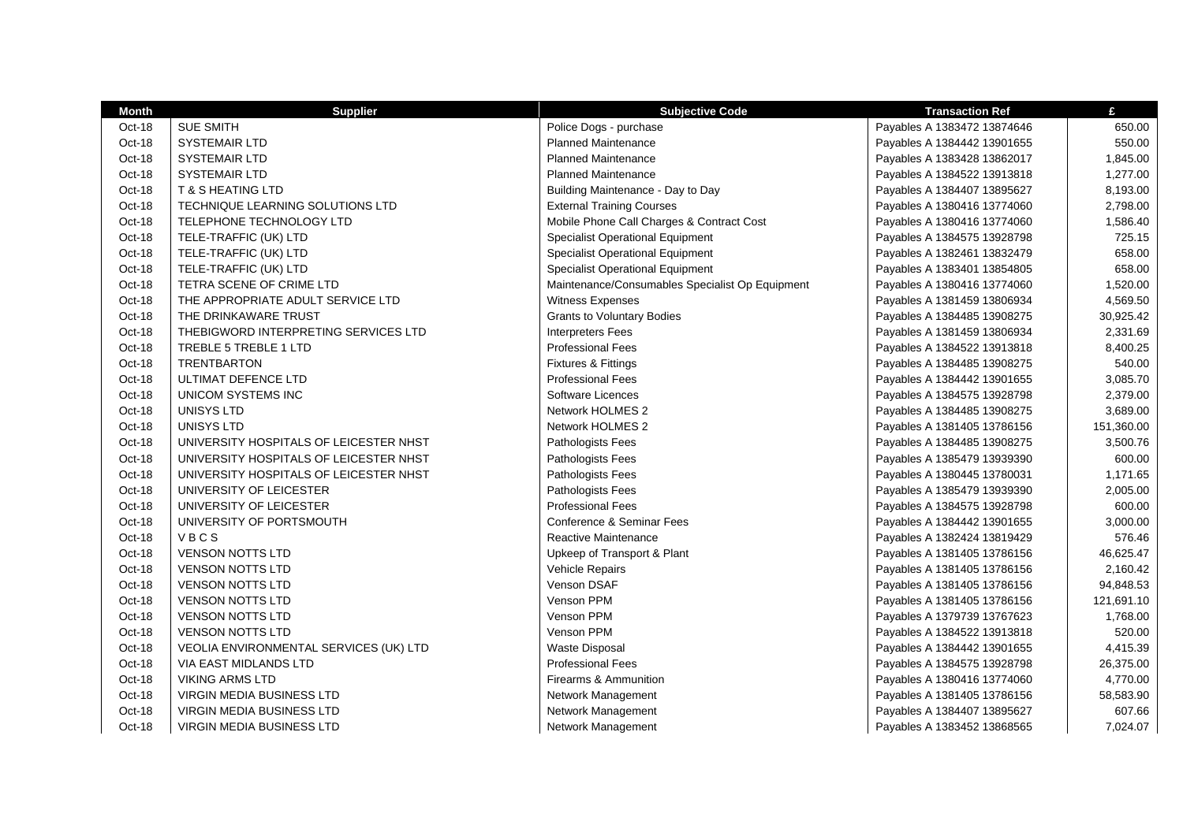| Month | Supplier | Subjective Code | Transaction Ref | £ |
|---|---|---|---|---|
| Oct-18 | SUE SMITH | Police Dogs - purchase | Payables A 1383472 13874646 | 650.00 |
| Oct-18 | SYSTEMAIR LTD | Planned Maintenance | Payables A 1384442 13901655 | 550.00 |
| Oct-18 | SYSTEMAIR LTD | Planned Maintenance | Payables A 1383428 13862017 | 1,845.00 |
| Oct-18 | SYSTEMAIR LTD | Planned Maintenance | Payables A 1384522 13913818 | 1,277.00 |
| Oct-18 | T & S HEATING LTD | Building Maintenance - Day to Day | Payables A 1384407 13895627 | 8,193.00 |
| Oct-18 | TECHNIQUE LEARNING SOLUTIONS LTD | External Training Courses | Payables A 1380416 13774060 | 2,798.00 |
| Oct-18 | TELEPHONE TECHNOLOGY LTD | Mobile Phone Call Charges & Contract Cost | Payables A 1380416 13774060 | 1,586.40 |
| Oct-18 | TELE-TRAFFIC (UK) LTD | Specialist Operational Equipment | Payables A 1384575 13928798 | 725.15 |
| Oct-18 | TELE-TRAFFIC (UK) LTD | Specialist Operational Equipment | Payables A 1382461 13832479 | 658.00 |
| Oct-18 | TELE-TRAFFIC (UK) LTD | Specialist Operational Equipment | Payables A 1383401 13854805 | 658.00 |
| Oct-18 | TETRA SCENE OF CRIME LTD | Maintenance/Consumables Specialist Op Equipment | Payables A 1380416 13774060 | 1,520.00 |
| Oct-18 | THE APPROPRIATE ADULT SERVICE LTD | Witness Expenses | Payables A 1381459 13806934 | 4,569.50 |
| Oct-18 | THE DRINKAWARE TRUST | Grants to Voluntary Bodies | Payables A 1384485 13908275 | 30,925.42 |
| Oct-18 | THEBIGWORD INTERPRETING SERVICES LTD | Interpreters Fees | Payables A 1381459 13806934 | 2,331.69 |
| Oct-18 | TREBLE 5 TREBLE 1 LTD | Professional Fees | Payables A 1384522 13913818 | 8,400.25 |
| Oct-18 | TRENTBARTON | Fixtures & Fittings | Payables A 1384485 13908275 | 540.00 |
| Oct-18 | ULTIMAT DEFENCE LTD | Professional Fees | Payables A 1384442 13901655 | 3,085.70 |
| Oct-18 | UNICOM SYSTEMS INC | Software Licences | Payables A 1384575 13928798 | 2,379.00 |
| Oct-18 | UNISYS LTD | Network HOLMES 2 | Payables A 1384485 13908275 | 3,689.00 |
| Oct-18 | UNISYS LTD | Network HOLMES 2 | Payables A 1381405 13786156 | 151,360.00 |
| Oct-18 | UNIVERSITY HOSPITALS OF LEICESTER NHST | Pathologists Fees | Payables A 1384485 13908275 | 3,500.76 |
| Oct-18 | UNIVERSITY HOSPITALS OF LEICESTER NHST | Pathologists Fees | Payables A 1385479 13939390 | 600.00 |
| Oct-18 | UNIVERSITY HOSPITALS OF LEICESTER NHST | Pathologists Fees | Payables A 1380445 13780031 | 1,171.65 |
| Oct-18 | UNIVERSITY OF LEICESTER | Pathologists Fees | Payables A 1385479 13939390 | 2,005.00 |
| Oct-18 | UNIVERSITY OF LEICESTER | Professional Fees | Payables A 1384575 13928798 | 600.00 |
| Oct-18 | UNIVERSITY OF PORTSMOUTH | Conference & Seminar Fees | Payables A 1384442 13901655 | 3,000.00 |
| Oct-18 | V B C S | Reactive Maintenance | Payables A 1382424 13819429 | 576.46 |
| Oct-18 | VENSON NOTTS LTD | Upkeep of Transport & Plant | Payables A 1381405 13786156 | 46,625.47 |
| Oct-18 | VENSON NOTTS LTD | Vehicle Repairs | Payables A 1381405 13786156 | 2,160.42 |
| Oct-18 | VENSON NOTTS LTD | Venson DSAF | Payables A 1381405 13786156 | 94,848.53 |
| Oct-18 | VENSON NOTTS LTD | Venson PPM | Payables A 1381405 13786156 | 121,691.10 |
| Oct-18 | VENSON NOTTS LTD | Venson PPM | Payables A 1379739 13767623 | 1,768.00 |
| Oct-18 | VENSON NOTTS LTD | Venson PPM | Payables A 1384522 13913818 | 520.00 |
| Oct-18 | VEOLIA ENVIRONMENTAL SERVICES (UK) LTD | Waste Disposal | Payables A 1384442 13901655 | 4,415.39 |
| Oct-18 | VIA EAST MIDLANDS LTD | Professional Fees | Payables A 1384575 13928798 | 26,375.00 |
| Oct-18 | VIKING ARMS LTD | Firearms & Ammunition | Payables A 1380416 13774060 | 4,770.00 |
| Oct-18 | VIRGIN MEDIA BUSINESS LTD | Network Management | Payables A 1381405 13786156 | 58,583.90 |
| Oct-18 | VIRGIN MEDIA BUSINESS LTD | Network Management | Payables A 1384407 13895627 | 607.66 |
| Oct-18 | VIRGIN MEDIA BUSINESS LTD | Network Management | Payables A 1383452 13868565 | 7,024.07 |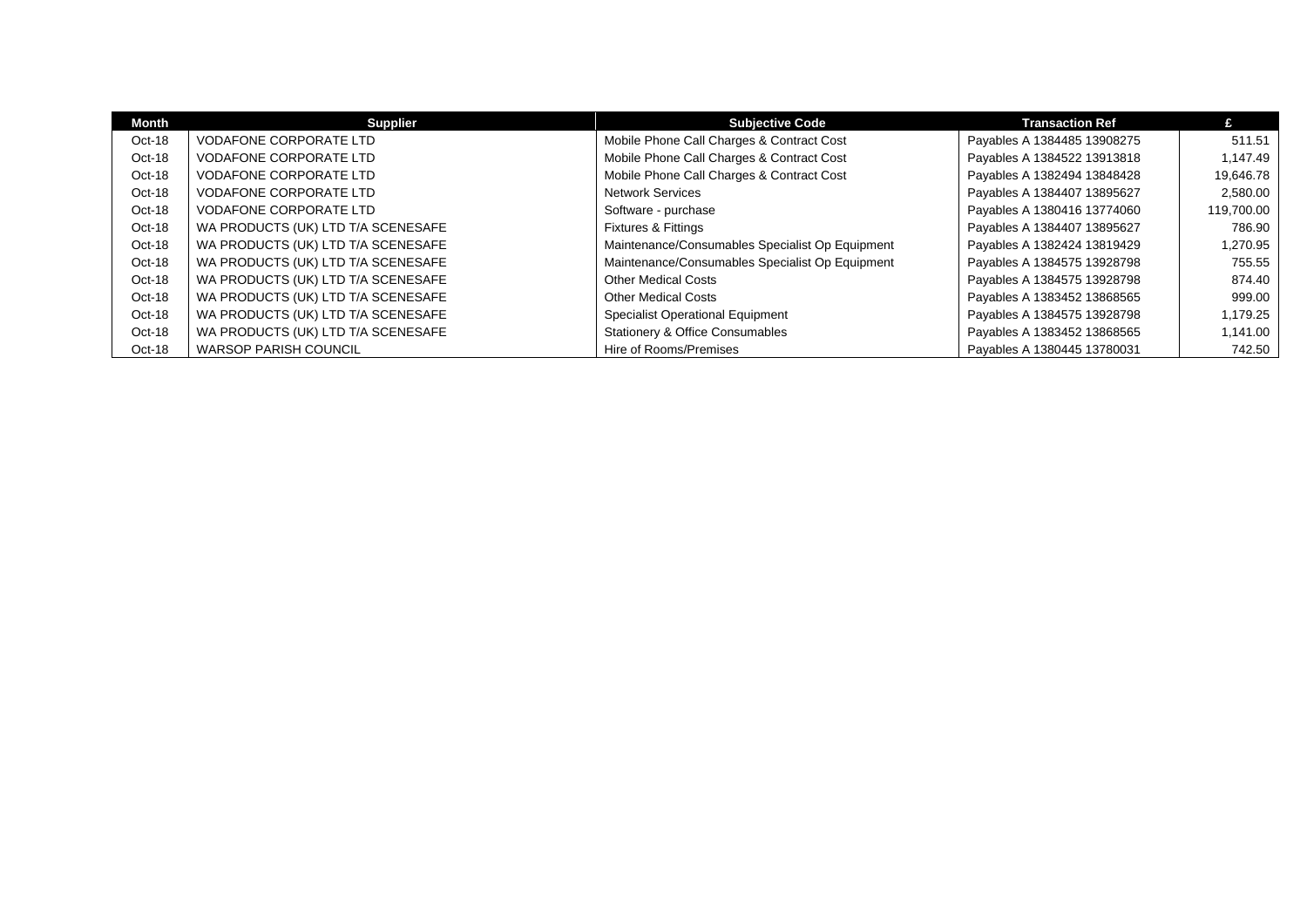| Month | Supplier | Subjective Code | Transaction Ref | £ |
|---|---|---|---|---|
| Oct-18 | VODAFONE CORPORATE LTD | Mobile Phone Call Charges & Contract Cost | Payables A 1384485 13908275 | 511.51 |
| Oct-18 | VODAFONE CORPORATE LTD | Mobile Phone Call Charges & Contract Cost | Payables A 1384522 13913818 | 1,147.49 |
| Oct-18 | VODAFONE CORPORATE LTD | Mobile Phone Call Charges & Contract Cost | Payables A 1382494 13848428 | 19,646.78 |
| Oct-18 | VODAFONE CORPORATE LTD | Network Services | Payables A 1384407 13895627 | 2,580.00 |
| Oct-18 | VODAFONE CORPORATE LTD | Software - purchase | Payables A 1380416 13774060 | 119,700.00 |
| Oct-18 | WA PRODUCTS (UK) LTD T/A SCENESAFE | Fixtures & Fittings | Payables A 1384407 13895627 | 786.90 |
| Oct-18 | WA PRODUCTS (UK) LTD T/A SCENESAFE | Maintenance/Consumables Specialist Op Equipment | Payables A 1382424 13819429 | 1,270.95 |
| Oct-18 | WA PRODUCTS (UK) LTD T/A SCENESAFE | Maintenance/Consumables Specialist Op Equipment | Payables A 1384575 13928798 | 755.55 |
| Oct-18 | WA PRODUCTS (UK) LTD T/A SCENESAFE | Other Medical Costs | Payables A 1384575 13928798 | 874.40 |
| Oct-18 | WA PRODUCTS (UK) LTD T/A SCENESAFE | Other Medical Costs | Payables A 1383452 13868565 | 999.00 |
| Oct-18 | WA PRODUCTS (UK) LTD T/A SCENESAFE | Specialist Operational Equipment | Payables A 1384575 13928798 | 1,179.25 |
| Oct-18 | WA PRODUCTS (UK) LTD T/A SCENESAFE | Stationery & Office Consumables | Payables A 1383452 13868565 | 1,141.00 |
| Oct-18 | WARSOP PARISH COUNCIL | Hire of Rooms/Premises | Payables A 1380445 13780031 | 742.50 |